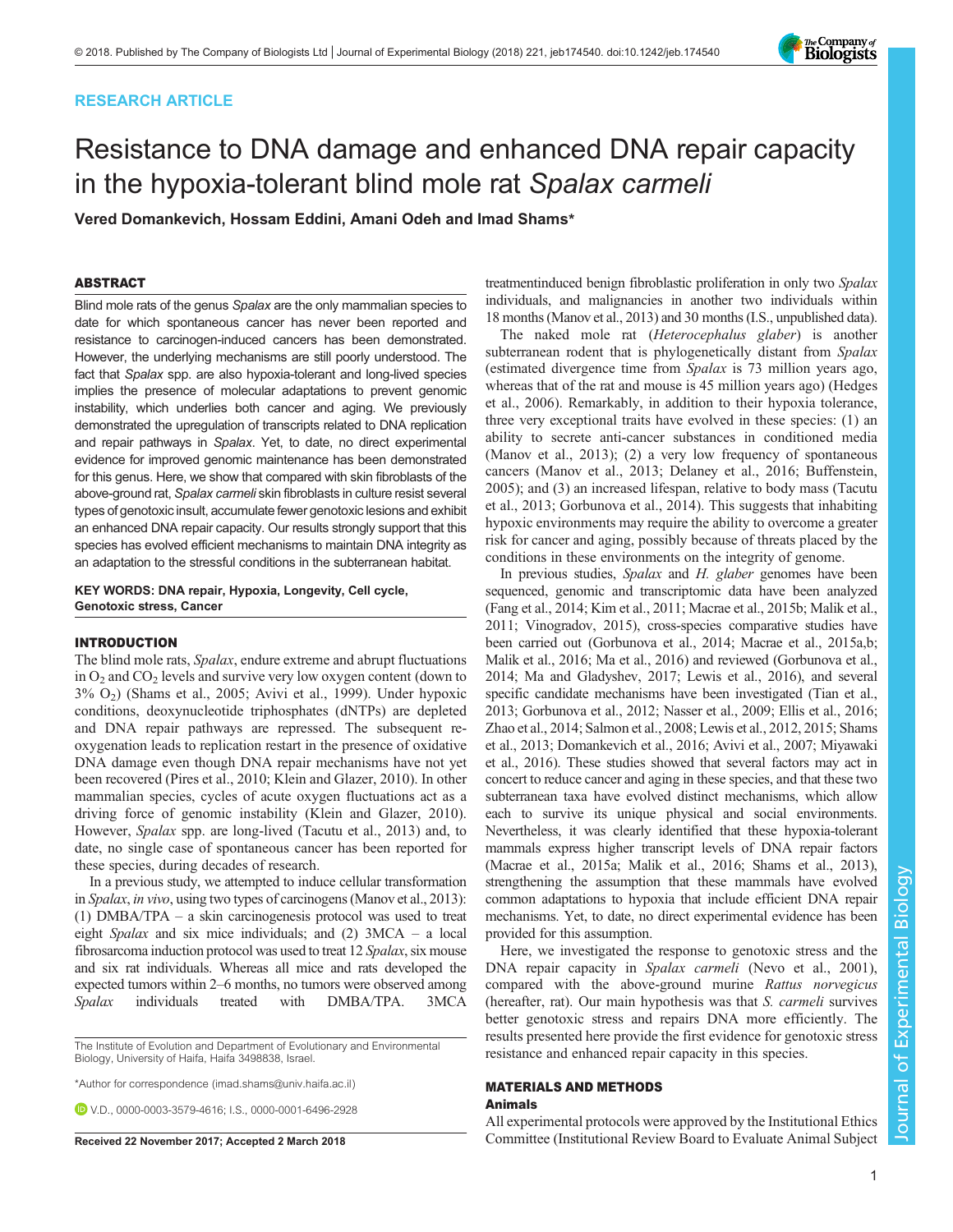RESEARCH ARTICLE

# Resistance to DNA damage and enhanced DNA repair capacity in the hypoxia-tolerant blind mole rat *Spalax carmeli*

**Vered Domankevich, Hossam Eddini, Amani Odeh and Imad Shams***

## ABSTRACT

Blind mole rats of the genus *Spalax* are the only mammalian species to date for which spontaneous cancer has never been reported and resistance to carcinogen-induced cancers has been demonstrated. However, the underlying mechanisms are still poorly understood. The fact that *Spalax* spp. are also hypoxia-tolerant and long-lived species implies the presence of molecular adaptations to prevent genomic instability, which underlies both cancer and aging. We previously demonstrated the upregulation of transcripts related to DNA replication and repair pathways in *Spalax*. Yet, to date, no direct experimental evidence for improved genomic maintenance has been demonstrated for this genus. Here, we show that compared with skin fibroblasts of the above-ground rat, *Spalax carmeli* skin fibroblasts in culture resist several types of genotoxic insult, accumulate fewer genotoxic lesions and exhibit an enhanced DNA repair capacity. Our results strongly support that this species has evolved efficient mechanisms to maintain DNA integrity as an adaptation to the stressful conditions in the subterranean habitat.

**KEY WORDS: DNA repair, Hypoxia, Longevity, Cell cycle, Genotoxic stress, Cancer**

## INTRODUCTION

The blind mole rats, *Spalax*, endure extreme and abrupt fluctuations in $O_2$ and $CO_2$ levels and survive very low oxygen content (down to 3% $O_2$) (Shams et al., 2005; Avivi et al., 1999). Under hypoxic conditions, deoxynucleotide triphosphates (dNTPs) are depleted and DNA repair pathways are repressed. The subsequent re-oxygenation leads to replication restart in the presence of oxidative DNA damage even though DNA repair mechanisms have not yet been recovered (Pires et al., 2010; Klein and Glazer, 2010). In other mammalian species, cycles of acute oxygen fluctuations act as a driving force of genomic instability (Klein and Glazer, 2010). However, *Spalax* spp. are long-lived (Tacutu et al., 2013) and, to date, no single case of spontaneous cancer has been reported for these species, during decades of research.

In a previous study, we attempted to induce cellular transformation in *Spalax*, *in vivo*, using two types of carcinogens (Manov et al., 2013): (1) DMBA/TPA – a skin carcinogenesis protocol was used to treat eight *Spalax* and six mice individuals; and (2) 3MCA – a local fibrosarcoma induction protocol was used to treat 12 *Spalax*, six mouse and six rat individuals. Whereas all mice and rats developed the expected tumors within 2–6 months, no tumors were observed among *Spalax* individuals treated with DMBA/TPA. 3MCA treatmentinduced benign fibroblastic proliferation in only two *Spalax* individuals, and malignancies in another two individuals within 18 months (Manov et al., 2013) and 30 months (I.S., unpublished data).

The naked mole rat (*Heterocephalus glaber*) is another subterranean rodent that is phylogenetically distant from *Spalax* (estimated divergence time from *Spalax* is 73 million years ago, whereas that of the rat and mouse is 45 million years ago) (Hedges et al., 2006). Remarkably, in addition to their hypoxia tolerance, three very exceptional traits have evolved in these species: (1) an ability to secrete anti-cancer substances in conditioned media (Manov et al., 2013); (2) a very low frequency of spontaneous cancers (Manov et al., 2013; Delaney et al., 2016; Buffenstein, 2005); and (3) an increased lifespan, relative to body mass (Tacutu et al., 2013; Gorbunova et al., 2014). This suggests that inhabiting hypoxic environments may require the ability to overcome a greater risk for cancer and aging, possibly because of threats placed by the conditions in these environments on the integrity of genome.

In previous studies, *Spalax* and *H. glaber* genomes have been sequenced, genomic and transcriptomic data have been analyzed (Fang et al., 2014; Kim et al., 2011; Macrae et al., 2015b; Malik et al., 2011; Vinogradov, 2015), cross-species comparative studies have been carried out (Gorbunova et al., 2014; Macrae et al., 2015a,b; Malik et al., 2016; Ma et al., 2016) and reviewed (Gorbunova et al., 2014; Ma and Gladyshev, 2017; Lewis et al., 2016), and several specific candidate mechanisms have been investigated (Tian et al., 2013; Gorbunova et al., 2012; Nasser et al., 2009; Ellis et al., 2016; Zhao et al., 2014; Salmon et al., 2008; Lewis et al., 2012, 2015; Shams et al., 2013; Domankevich et al., 2016; Avivi et al., 2007; Miyawaki et al., 2016). These studies showed that several factors may act in concert to reduce cancer and aging in these species, and that these two subterranean taxa have evolved distinct mechanisms, which allow each to survive its unique physical and social environments. Nevertheless, it was clearly identified that these hypoxia-tolerant mammals express higher transcript levels of DNA repair factors (Macrae et al., 2015a; Malik et al., 2016; Shams et al., 2013), strengthening the assumption that these mammals have evolved common adaptations to hypoxia that include efficient DNA repair mechanisms. Yet, to date, no direct experimental evidence has been provided for this assumption.

Here, we investigated the response to genotoxic stress and the DNA repair capacity in *Spalax carmeli* (Nevo et al., 2001), compared with the above-ground murine *Rattus norvegicus* (hereafter, rat). Our main hypothesis was that *S. carmeli* survives better genotoxic stress and repairs DNA more efficiently. The results presented here provide the first evidence for genotoxic stress resistance and enhanced repair capacity in this species.

## MATERIALS AND METHODS

### Animals

All experimental protocols were approved by the Institutional Ethics Committee (Institutional Review Board to Evaluate Animal Subject

The Institute of Evolution and Department of Evolutionary and Environmental Biology, University of Haifa, Haifa 3498838, Israel.

*Author for correspondence (imad.shams@univ.haifa.ac.il)

V.D., 0000-0003-3579-4616; I.S., 0000-0001-6496-2928

Received 22 November 2017; Accepted 2 March 2018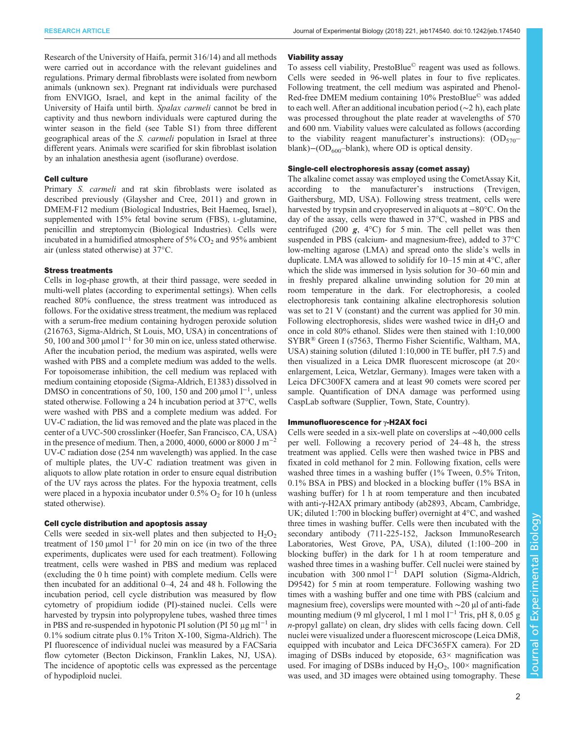Research of the University of Haifa, permit 316/14) and all methods were carried out in accordance with the relevant guidelines and regulations. Primary dermal fibroblasts were isolated from newborn animals (unknown sex). Pregnant rat individuals were purchased from ENVIGO, Israel, and kept in the animal facility of the University of Haifa until birth. *Spalax carmeli* cannot be bred in captivity and thus newborn individuals were captured during the winter season in the field (see Table S1) from three different geographical areas of the *S. carmeli* population in Israel at three different years. Animals were scarified for skin fibroblast isolation by an inhalation anesthesia agent (isoflurane) overdose.

### Cell culture

Primary *S. carmeli* and rat skin fibroblasts were isolated as described previously (Glaysher and Cree, 2011) and grown in DMEM-F12 medium (Biological Industries, Beit Haemeq, Israel), supplemented with 15% fetal bovine serum (FBS), L-glutamine, penicillin and streptomycin (Biological Industries). Cells were incubated in a humidified atmosphere of 5% $CO_2$ and 95% ambient air (unless stated otherwise) at 37°C.

### Stress treatments

Cells in log-phase growth, at their third passage, were seeded in multi-well plates (according to experimental settings). When cells reached 80% confluence, the stress treatment was introduced as follows. For the oxidative stress treatment, the medium was replaced with a serum-free medium containing hydrogen peroxide solution (216763, Sigma-Aldrich, St Louis, MO, USA) in concentrations of 50, 100 and 300 $\mu$mol $l^{-1}$ for 30 min on ice, unless stated otherwise. After the incubation period, the medium was aspirated, wells were washed with PBS and a complete medium was added to the wells. For topoisomerase inhibition, the cell medium was replaced with medium containing etoposide (Sigma-Aldrich, E1383) dissolved in DMSO in concentrations of 50, 100, 150 and 200 $\mu$mol $l^{-1}$, unless stated otherwise. Following a 24 h incubation period at 37°C, wells were washed with PBS and a complete medium was added. For UV-C radiation, the lid was removed and the plate was placed in the center of a UVC-500 crosslinker (Hoefer, San Francisco, CA, USA) in the presence of medium. Then, a 2000, 4000, 6000 or 8000 J $m^{-2}$ UV-C radiation dose (254 nm wavelength) was applied. In the case of multiple plates, the UV-C radiation treatment was given in aliquots to allow plate rotation in order to ensure equal distribution of the UV rays across the plates. For the hypoxia treatment, cells were placed in a hypoxia incubator under 0.5% $O_2$ for 10 h (unless stated otherwise).

### Cell cycle distribution and apoptosis assay

Cells were seeded in six-well plates and then subjected to $H_2O_2$ treatment of 150 $\mu$mol $l^{-1}$ for 20 min on ice (in two of the three experiments, duplicates were used for each treatment). Following treatment, cells were washed in PBS and medium was replaced (excluding the 0 h time point) with complete medium. Cells were then incubated for an additional 0–4, 24 and 48 h. Following the incubation period, cell cycle distribution was measured by flow cytometry of propidium iodide (PI)-stained nuclei. Cells were harvested by trypsin into polypropylene tubes, washed three times in PBS and re-suspended in hypotonic PI solution (PI 50 $\mu$g $ml^{-1}$ in 0.1% sodium citrate plus 0.1% Triton X-100, Sigma-Aldrich). The PI fluorescence of individual nuclei was measured by a FACSaria flow cytometer (Becton Dickinson, Franklin Lakes, NJ, USA). The incidence of apoptotic cells was expressed as the percentage of hypodiploid nuclei.

### Viability assay

To assess cell viability, PrestoBlue© reagent was used as follows. Cells were seeded in 96-well plates in four to five replicates. Following treatment, the cell medium was aspirated and Phenol-Red-free DMEM medium containing 10% PrestoBlue© was added to each well. After an additional incubation period (~2 h), each plate was processed throughout the plate reader at wavelengths of 570 and 600 nm. Viability values were calculated as follows (according to the viability reagent manufacturer's instructions): $(OD_{570}-\text{blank})-(OD_{600}-\text{blank})$, where OD is optical density.

### Single-cell electrophoresis assay (comet assay)

The alkaline comet assay was employed using the CometAssay Kit, according to the manufacturer's instructions (Trevigen, Gaithersburg, MD, USA). Following stress treatment, cells were harvested by trypsin and cryopreserved in aliquots at −80°C. On the day of the assay, cells were thawed in 37°C, washed in PBS and centrifuged (200 ***g***, 4°C) for 5 min. The cell pellet was then suspended in PBS (calcium- and magnesium-free), added to 37°C low-melting agarose (LMA) and spread onto the slide's wells in duplicate. LMA was allowed to solidify for 10–15 min at 4°C, after which the slide was immersed in lysis solution for 30–60 min and in freshly prepared alkaline unwinding solution for 20 min at room temperature in the dark. For electrophoresis, a cooled electrophoresis tank containing alkaline electrophoresis solution was set to 21 V (constant) and the current was applied for 30 min. Following electrophoresis, slides were washed twice in $dH_2O$ and once in cold 80% ethanol. Slides were then stained with 1:10,000 SYBR® Green I (s7563, Thermo Fisher Scientific, Waltham, MA, USA) staining solution (diluted 1:10,000 in TE buffer, pH 7.5) and then visualized in a Leica DMR fluorescent microscope (at 20× enlargement, Leica, Wetzlar, Germany). Images were taken with a Leica DFC300FX camera and at least 90 comets were scored per sample. Quantification of DNA damage was performed using CaspLab software (Supplier, Town, State, Country).

### Immunofluorescence for γ-H2AX foci

Cells were seeded in a six-well plate on coverslips at ~40,000 cells per well. Following a recovery period of 24–48 h, the stress treatment was applied. Cells were then washed twice in PBS and fixated in cold methanol for 2 min. Following fixation, cells were washed three times in a washing buffer (1% Tween, 0.5% Triton, 0.1% BSA in PBS) and blocked in a blocking buffer (1% BSA in washing buffer) for 1 h at room temperature and then incubated with anti-γ-H2AX primary antibody (ab2893, Abcam, Cambridge, UK; diluted 1:700 in blocking buffer) overnight at 4°C, and washed three times in washing buffer. Cells were then incubated with the secondary antibody (711-225-152, Jackson ImmunoResearch Laboratories, West Grove, PA, USA), diluted (1:100–200 in blocking buffer) in the dark for 1 h at room temperature and washed three times in a washing buffer. Cell nuclei were stained by incubation with 300 nmol $l^{-1}$ DAPI solution (Sigma-Aldrich, D9542) for 5 min at room temperature. Following washing two times with a washing buffer and one time with PBS (calcium and magnesium free), coverslips were mounted with ~20 µl of anti-fade mounting medium (9 ml glycerol, 1 ml 1 mol $l^{-1}$ Tris, pH 8, 0.05 g *n*-propyl gallate) on clean, dry slides with cells facing down. Cell nuclei were visualized under a fluorescent microscope (Leica DMi8, equipped with incubator and Leica DFC365FX camera). For 2D imaging of DSBs induced by etoposide, 63× magnification was used. For imaging of DSBs induced by $H_2O_2$, 100× magnification was used, and 3D images were obtained using tomography. These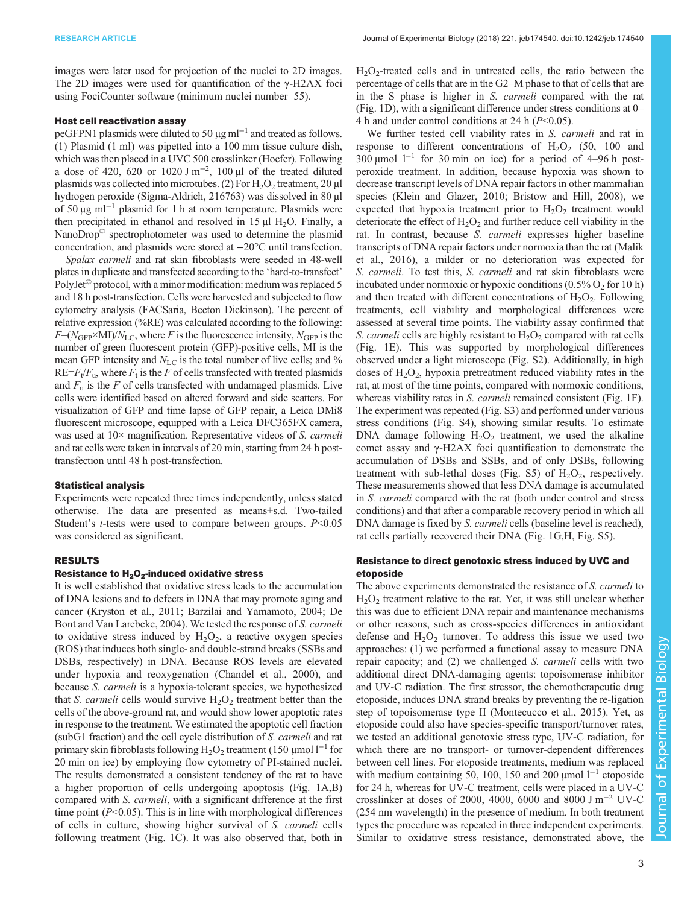images were later used for projection of the nuclei to 2D images. The 2D images were used for quantification of the γ-H2AX foci using FociCounter software (minimum nuclei number=55).

### Host cell reactivation assay

peGFPN1 plasmids were diluted to 50 μg $ml^{-1}$ and treated as follows. (1) Plasmid (1 ml) was pipetted into a 100 mm tissue culture dish, which was then placed in a UVC 500 crosslinker (Hoefer). Following a dose of 420, 620 or 1020 J $m^{-2}$, 100 μl of the treated diluted plasmids was collected into microtubes. (2) For $H_2O_2$ treatment, 20 μl hydrogen peroxide (Sigma-Aldrich, 216763) was dissolved in 80 μl of 50 μg $ml^{-1}$ plasmid for 1 h at room temperature. Plasmids were then precipitated in ethanol and resolved in 15 μl $H_2O$. Finally, a NanoDrop© spectrophotometer was used to determine the plasmid concentration, and plasmids were stored at −20°C until transfection.

*Spalax carmeli* and rat skin fibroblasts were seeded in 48-well plates in duplicate and transfected according to the 'hard-to-transfect' PolyJet© protocol, with a minor modification: medium was replaced 5 and 18 h post-transfection. Cells were harvested and subjected to flow cytometry analysis (FACSaria, Becton Dickinson). The percent of relative expression (%RE) was calculated according to the following: $F=(N_{GFP}\times MI)/N_{LC}$, where $F$ is the fluorescence intensity, $N_{GFP}$ is the number of green fluorescent protein (GFP)-positive cells, MI is the mean GFP intensity and $N_{LC}$ is the total number of live cells; and % $RE=F_t/F_u$, where $F_t$ is the $F$ of cells transfected with treated plasmids and $F_u$ is the $F$ of cells transfected with undamaged plasmids. Live cells were identified based on altered forward and side scatters. For visualization of GFP and time lapse of GFP repair, a Leica DMi8 fluorescent microscope, equipped with a Leica DFC365FX camera, was used at 10× magnification. Representative videos of *S. carmeli* and rat cells were taken in intervals of 20 min, starting from 24 h post-transfection until 48 h post-transfection.

### Statistical analysis

Experiments were repeated three times independently, unless stated otherwise. The data are presented as means±s.d. Two-tailed Student's *t*-tests were used to compare between groups. $P<0.05$ was considered as significant.

## RESULTS

### Resistance to $H_2O_2$-induced oxidative stress

It is well established that oxidative stress leads to the accumulation of DNA lesions and to defects in DNA that may promote aging and cancer (Kryston et al., 2011; Barzilai and Yamamoto, 2004; De Bont and Van Larebeke, 2004). We tested the response of *S. carmeli* to oxidative stress induced by $H_2O_2$, a reactive oxygen species (ROS) that induces both single- and double-strand breaks (SSBs and DSBs, respectively) in DNA. Because ROS levels are elevated under hypoxia and reoxygenation (Chandel et al., 2000), and because *S. carmeli* is a hypoxia-tolerant species, we hypothesized that *S. carmeli* cells would survive $H_2O_2$ treatment better than the cells of the above-ground rat, and would show lower apoptotic rates in response to the treatment. We estimated the apoptotic cell fraction (subG1 fraction) and the cell cycle distribution of *S. carmeli* and rat primary skin fibroblasts following $H_2O_2$ treatment (150 μmol $l^{-1}$ for 20 min on ice) by employing flow cytometry of PI-stained nuclei. The results demonstrated a consistent tendency of the rat to have a higher proportion of cells undergoing apoptosis (Fig. 1A,B) compared with *S. carmeli*, with a significant difference at the first time point ($P<0.05$). This is in line with morphological differences of cells in culture, showing higher survival of *S. carmeli* cells following treatment (Fig. 1C). It was also observed that, both in $H_2O_2$-treated cells and in untreated cells, the ratio between the percentage of cells that are in the G2–M phase to that of cells that are in the S phase is higher in *S. carmeli* compared with the rat (Fig. 1D), with a significant difference under stress conditions at 0–4 h and under control conditions at 24 h ($P<0.05$).

We further tested cell viability rates in *S. carmeli* and rat in response to different concentrations of $H_2O_2$ (50, 100 and 300 μmol $l^{-1}$ for 30 min on ice) for a period of 4–96 h post-peroxide treatment. In addition, because hypoxia was shown to decrease transcript levels of DNA repair factors in other mammalian species (Klein and Glazer, 2010; Bristow and Hill, 2008), we expected that hypoxia treatment prior to $H_2O_2$ treatment would deteriorate the effect of $H_2O_2$ and further reduce cell viability in the rat. In contrast, because *S. carmeli* expresses higher baseline transcripts of DNA repair factors under normoxia than the rat (Malik et al., 2016), a milder or no deterioration was expected for *S. carmeli*. To test this, *S. carmeli* and rat skin fibroblasts were incubated under normoxic or hypoxic conditions (0.5% $O_2$ for 10 h) and then treated with different concentrations of $H_2O_2$. Following treatments, cell viability and morphological differences were assessed at several time points. The viability assay confirmed that *S. carmeli* cells are highly resistant to $H_2O_2$ compared with rat cells (Fig. 1E). This was supported by morphological differences observed under a light microscope (Fig. S2). Additionally, in high doses of $H_2O_2$, hypoxia pretreatment reduced viability rates in the rat, at most of the time points, compared with normoxic conditions, whereas viability rates in *S. carmeli* remained consistent (Fig. 1F). The experiment was repeated (Fig. S3) and performed under various stress conditions (Fig. S4), showing similar results. To estimate DNA damage following $H_2O_2$ treatment, we used the alkaline comet assay and γ-H2AX foci quantification to demonstrate the accumulation of DSBs and SSBs, and of only DSBs, following treatment with sub-lethal doses (Fig. S5) of $H_2O_2$, respectively. These measurements showed that less DNA damage is accumulated in *S. carmeli* compared with the rat (both under control and stress conditions) and that after a comparable recovery period in which all DNA damage is fixed by *S. carmeli* cells (baseline level is reached), rat cells partially recovered their DNA (Fig. 1G,H, Fig. S5).

### Resistance to direct genotoxic stress induced by UVC and etoposide

The above experiments demonstrated the resistance of *S. carmeli* to $H_2O_2$ treatment relative to the rat. Yet, it was still unclear whether this was due to efficient DNA repair and maintenance mechanisms or other reasons, such as cross-species differences in antioxidant defense and $H_2O_2$ turnover. To address this issue we used two approaches: (1) we performed a functional assay to measure DNA repair capacity; and (2) we challenged *S. carmeli* cells with two additional direct DNA-damaging agents: topoisomerase inhibitor and UV-C radiation. The first stressor, the chemotherapeutic drug etoposide, induces DNA strand breaks by preventing the re-ligation step of topoisomerase type II (Montecucco et al., 2015). Yet, as etoposide could also have species-specific transport/turnover rates, we tested an additional genotoxic stress type, UV-C radiation, for which there are no transport- or turnover-dependent differences between cell lines. For etoposide treatments, medium was replaced with medium containing 50, 100, 150 and 200 μmol $l^{-1}$ etoposide for 24 h, whereas for UV-C treatment, cells were placed in a UV-C crosslinker at doses of 2000, 4000, 6000 and 8000 J $m^{-2}$ UV-C (254 nm wavelength) in the presence of medium. In both treatment types the procedure was repeated in three independent experiments. Similar to oxidative stress resistance, demonstrated above, the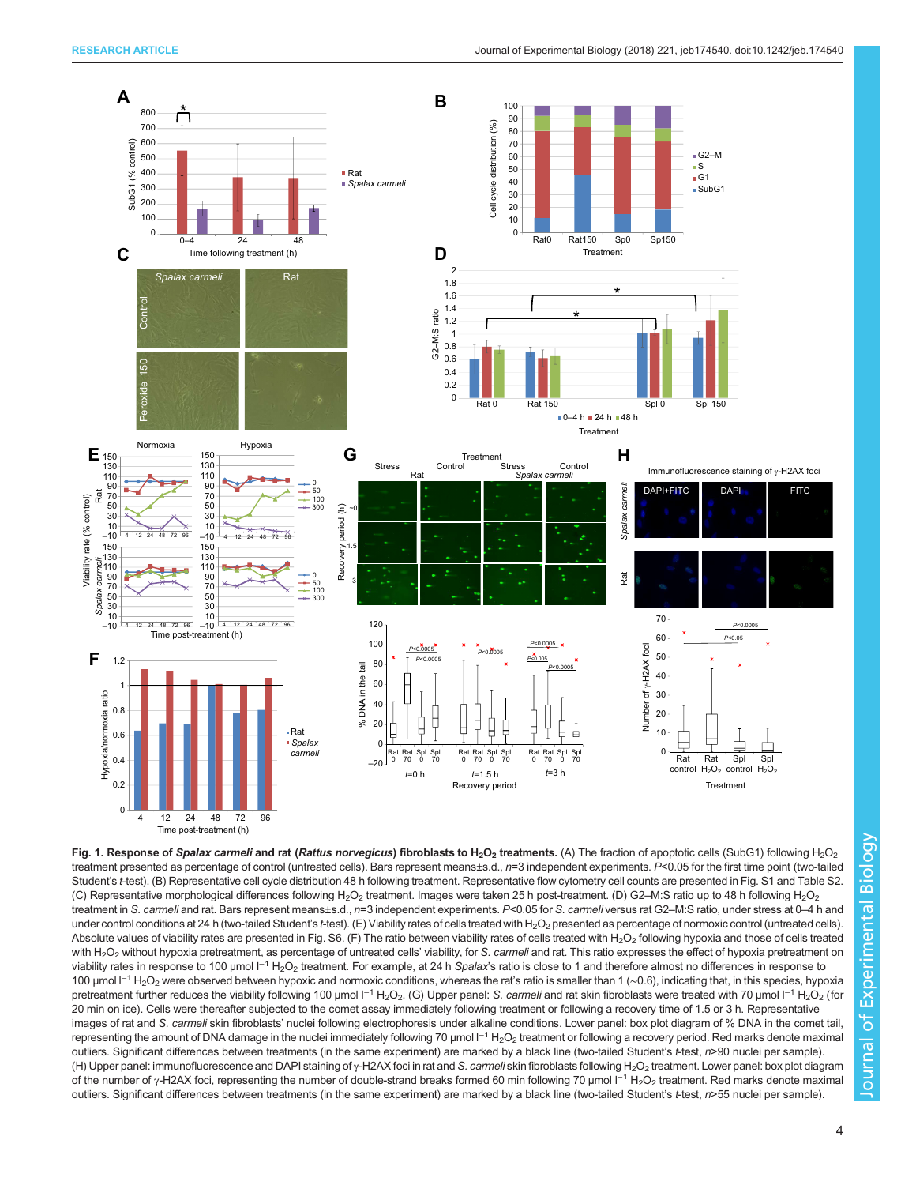**Fig. 1. Response of *Spalax carmeli* and rat (*Rattus norvegicus*) fibroblasts to $H_2O_2$ treatments.** (A) The fraction of apoptotic cells (SubG1) following $H_2O_2$ treatment presented as percentage of control (untreated cells). Bars represent means±s.d., $n$=3 independent experiments. $P$<0.05 for the first time point (two-tailed Student's $t$-test). (B) Representative cell cycle distribution 48 h following treatment. Representative flow cytometry cell counts are presented in Fig. S1 and Table S2. (C) Representative morphological differences following $H_2O_2$ treatment. Images were taken 25 h post-treatment. (D) G2–M:S ratio up to 48 h following $H_2O_2$ treatment in *S. carmeli* and rat. Bars represent means±s.d., $n$=3 independent experiments. $P$<0.05 for *S. carmeli* versus rat G2–M:S ratio, under stress at 0–4 h and under control conditions at 24 h (two-tailed Student's $t$-test). (E) Viability rates of cells treated with $H_2O_2$ presented as percentage of normoxic control (untreated cells). Absolute values of viability rates are presented in Fig. S6. (F) The ratio between viability rates of cells treated with $H_2O_2$ following hypoxia and those of cells treated with $H_2O_2$ without hypoxia pretreatment, as percentage of untreated cells' viability, for *S. carmeli* and rat. This ratio expresses the effect of hypoxia pretreatment on viability rates in response to 100 µmol $l^{-1}$ $H_2O_2$ treatment. For example, at 24 h *Spalax*'s ratio is close to 1 and therefore almost no differences in response to 100 µmol $l^{-1}$ $H_2O_2$ were observed between hypoxic and normoxic conditions, whereas the rat's ratio is smaller than 1 (~0.6), indicating that, in this species, hypoxia pretreatment further reduces the viability following 100 µmol $l^{-1}$ $H_2O_2$. (G) Upper panel: *S. carmeli* and rat skin fibroblasts were treated with 70 µmol $l^{-1}$ $H_2O_2$ (for 20 min on ice). Cells were thereafter subjected to the comet assay immediately following treatment or following a recovery time of 1.5 or 3 h. Representative images of rat and *S. carmeli* skin fibroblasts' nuclei following electrophoresis under alkaline conditions. Lower panel: box plot diagram of % DNA in the comet tail, representing the amount of DNA damage in the nuclei immediately following 70 µmol $l^{-1}$ $H_2O_2$ treatment or following a recovery period. Red marks denote maximal outliers. Significant differences between treatments (in the same experiment) are marked by a black line (two-tailed Student's $t$-test, $n$>90 nuclei per sample). (H) Upper panel: immunofluorescence and DAPI staining of γ-H2AX foci in rat and *S. carmeli* skin fibroblasts following $H_2O_2$ treatment. Lower panel: box plot diagram of the number of γ-H2AX foci, representing the number of double-strand breaks formed 60 min following 70 µmol $l^{-1}$ $H_2O_2$ treatment. Red marks denote maximal outliers. Significant differences between treatments (in the same experiment) are marked by a black line (two-tailed Student's $t$-test, $n$>55 nuclei per sample).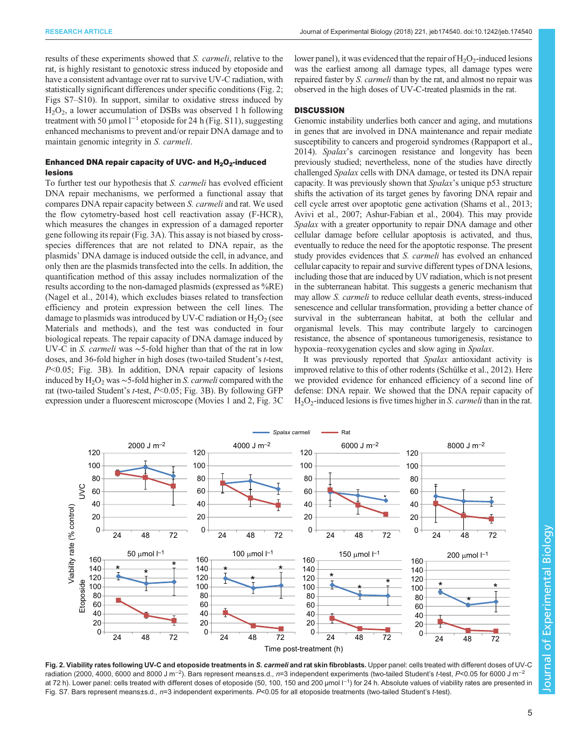results of these experiments showed that *S. carmeli*, relative to the rat, is highly resistant to genotoxic stress induced by etoposide and have a consistent advantage over rat to survive UV-C radiation, with statistically significant differences under specific conditions (Fig. 2; Figs S7–S10). In support, similar to oxidative stress induced by $H_2O_2$, a lower accumulation of DSBs was observed 1 h following treatment with 50 µmol $l^{-1}$ etoposide for 24 h (Fig. S11), suggesting enhanced mechanisms to prevent and/or repair DNA damage and to maintain genomic integrity in *S. carmeli*.

### Enhanced DNA repair capacity of UVC- and $H_2O_2$-induced lesions

To further test our hypothesis that *S. carmeli* has evolved efficient DNA repair mechanisms, we performed a functional assay that compares DNA repair capacity between *S. carmeli* and rat. We used the flow cytometry-based host cell reactivation assay (F-HCR), which measures the changes in expression of a damaged reporter gene following its repair (Fig. 3A). This assay is not biased by cross-species differences that are not related to DNA repair, as the plasmids' DNA damage is induced outside the cell, in advance, and only then are the plasmids transfected into the cells. In addition, the quantification method of this assay includes normalization of the results according to the non-damaged plasmids (expressed as %RE) (Nagel et al., 2014), which excludes biases related to transfection efficiency and protein expression between the cell lines. The damage to plasmids was introduced by UV-C radiation or $H_2O_2$ (see Materials and methods), and the test was conducted in four biological repeats. The repair capacity of DNA damage induced by UV-C in *S. carmeli* was ∼5-fold higher than that of the rat in low doses, and 36-fold higher in high doses (two-tailed Student's *t*-test, $P<0.05$; Fig. 3B). In addition, DNA repair capacity of lesions induced by $H_2O_2$ was ∼5-fold higher in *S. carmeli* compared with the rat (two-tailed Student's *t*-test, $P<0.05$; Fig. 3B). By following GFP expression under a fluorescent microscope (Movies 1 and 2, Fig. 3C lower panel), it was evidenced that the repair of $H_2O_2$-induced lesions was the earliest among all damage types, all damage types were repaired faster by *S. carmeli* than by the rat, and almost no repair was observed in the high doses of UV-C-treated plasmids in the rat.

## DISCUSSION

Genomic instability underlies both cancer and aging, and mutations in genes that are involved in DNA maintenance and repair mediate susceptibility to cancers and progeroid syndromes (Rappaport et al., 2014). *Spalax*'s carcinogen resistance and longevity has been previously studied; nevertheless, none of the studies have directly challenged *Spalax* cells with DNA damage, or tested its DNA repair capacity. It was previously shown that *Spalax*'s unique p53 structure shifts the activation of its target genes by favoring DNA repair and cell cycle arrest over apoptotic gene activation (Shams et al., 2013; Avivi et al., 2007; Ashur-Fabian et al., 2004). This may provide *Spalax* with a greater opportunity to repair DNA damage and other cellular damage before cellular apoptosis is activated, and thus, eventually to reduce the need for the apoptotic response. The present study provides evidences that *S. carmeli* has evolved an enhanced cellular capacity to repair and survive different types of DNA lesions, including those that are induced by UV radiation, which is not present in the subterranean habitat. This suggests a generic mechanism that may allow *S. carmeli* to reduce cellular death events, stress-induced senescence and cellular transformation, providing a better chance of survival in the subterranean habitat, at both the cellular and organismal levels. This may contribute largely to carcinogen resistance, the absence of spontaneous tumorigenesis, resistance to hypoxia–reoxygenation cycles and slow aging in *Spalax*.

It was previously reported that *Spalax* antioxidant activity is improved relative to this of other rodents (Schülke et al., 2012). Here we provided evidence for enhanced efficiency of a second line of defense: DNA repair. We showed that the DNA repair capacity of $H_2O_2$-induced lesions is five times higher in *S. carmeli* than in the rat.

**Fig. 2. Viability rates following UV-C and etoposide treatments in *S. carmeli* and rat skin fibroblasts.** Upper panel: cells treated with different doses of UV-C radiation (2000, 4000, 6000 and 8000 J $m^{-2}$). Bars represent means±s.d., $n=3$ independent experiments (two-tailed Student's *t*-test, $P<0.05$ for 6000 J $m^{-2}$ at 72 h). Lower panel: cells treated with different doses of etoposide (50, 100, 150 and 200 µmol $l^{-1}$) for 24 h. Absolute values of viability rates are presented in Fig. S7. Bars represent means±s.d., $n=3$ independent experiments. $P<0.05$ for all etoposide treatments (two-tailed Student's *t*-test).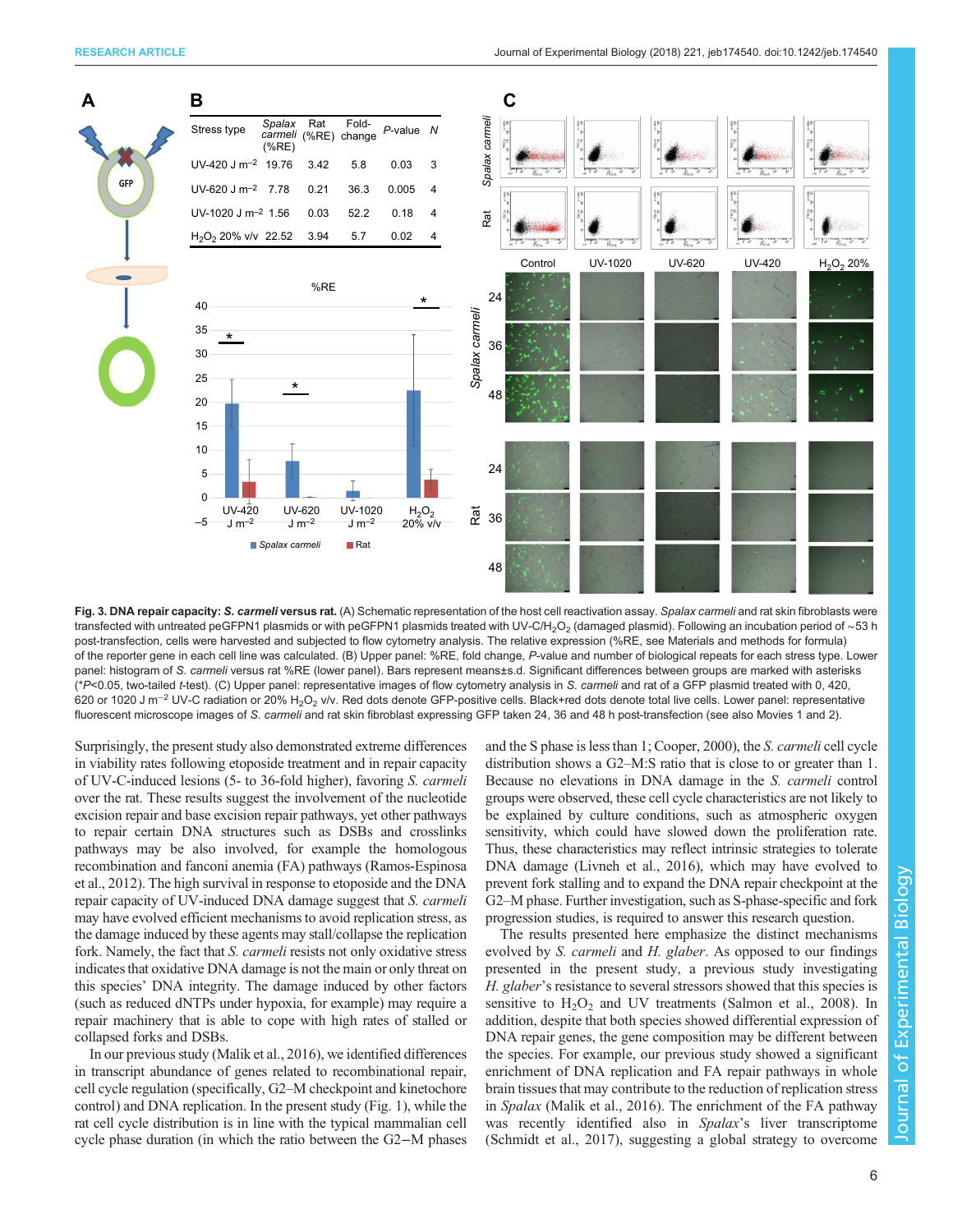| Stress type | *Spalax carmeli* (%RE) | Rat (%RE) | Fold-change | *P*-value | *N* |
|---|---|---|---|---|---|
| UV-420 J m$^{-2}$ | 19.76 | 3.42 | 5.8 | 0.03 | 3 |
| UV-620 J m$^{-2}$ | 7.78 | 0.21 | 36.3 | 0.005 | 4 |
| UV-1020 J m$^{-2}$ | 1.56 | 0.03 | 52.2 | 0.18 | 4 |
| $H_2O_2$ 20% v/v | 22.52 | 3.94 | 5.7 | 0.02 | 4 |

**Fig. 3. DNA repair capacity: *S. carmeli* versus rat.** (A) Schematic representation of the host cell reactivation assay. *Spalax carmeli* and rat skin fibroblasts were transfected with untreated peGFPN1 plasmids or with peGFPN1 plasmids treated with UV-C/$H_2O_2$ (damaged plasmid). Following an incubation period of ∼53 h post-transfection, cells were harvested and subjected to flow cytometry analysis. The relative expression (%RE, see Materials and methods for formula) of the reporter gene in each cell line was calculated. (B) Upper panel: %RE, fold change, *P*-value and number of biological repeats for each stress type. Lower panel: histogram of *S. carmeli* versus rat %RE (lower panel). Bars represent means±s.d. Significant differences between groups are marked with asterisks (\**P*<0.05, two-tailed *t*-test). (C) Upper panel: representative images of flow cytometry analysis in *S. carmeli* and rat of a GFP plasmid treated with 0, 420, 620 or 1020 J m$^{-2}$ UV-C radiation or 20% $H_2O_2$ v/v. Red dots denote GFP-positive cells. Black+red dots denote total live cells. Lower panel: representative fluorescent microscope images of *S. carmeli* and rat skin fibroblast expressing GFP taken 24, 36 and 48 h post-transfection (see also Movies 1 and 2).

Surprisingly, the present study also demonstrated extreme differences in viability rates following etoposide treatment and in repair capacity of UV-C-induced lesions (5- to 36-fold higher), favoring *S. carmeli* over the rat. These results suggest the involvement of the nucleotide excision repair and base excision repair pathways, yet other pathways to repair certain DNA structures such as DSBs and crosslinks pathways may be also involved, for example the homologous recombination and fanconi anemia (FA) pathways (Ramos-Espinosa et al., 2012). The high survival in response to etoposide and the DNA repair capacity of UV-induced DNA damage suggest that *S. carmeli* may have evolved efficient mechanisms to avoid replication stress, as the damage induced by these agents may stall/collapse the replication fork. Namely, the fact that *S. carmeli* resists not only oxidative stress indicates that oxidative DNA damage is not the main or only threat on this species' DNA integrity. The damage induced by other factors (such as reduced dNTPs under hypoxia, for example) may require a repair machinery that is able to cope with high rates of stalled or collapsed forks and DSBs.

In our previous study (Malik et al., 2016), we identified differences in transcript abundance of genes related to recombinational repair, cell cycle regulation (specifically, G2–M checkpoint and kinetochore control) and DNA replication. In the present study (Fig. 1), while the rat cell cycle distribution is in line with the typical mammalian cell cycle phase duration (in which the ratio between the G2−M phases and the S phase is less than 1; Cooper, 2000), the *S. carmeli* cell cycle distribution shows a G2–M:S ratio that is close to or greater than 1. Because no elevations in DNA damage in the *S. carmeli* control groups were observed, these cell cycle characteristics are not likely to be explained by culture conditions, such as atmospheric oxygen sensitivity, which could have slowed down the proliferation rate. Thus, these characteristics may reflect intrinsic strategies to tolerate DNA damage (Livneh et al., 2016), which may have evolved to prevent fork stalling and to expand the DNA repair checkpoint at the G2–M phase. Further investigation, such as S-phase-specific and fork progression studies, is required to answer this research question.

The results presented here emphasize the distinct mechanisms evolved by *S. carmeli* and *H. glaber*. As opposed to our findings presented in the present study, a previous study investigating *H. glaber*'s resistance to several stressors showed that this species is sensitive to $H_2O_2$ and UV treatments (Salmon et al., 2008). In addition, despite that both species showed differential expression of DNA repair genes, the gene composition may be different between the species. For example, our previous study showed a significant enrichment of DNA replication and FA repair pathways in whole brain tissues that may contribute to the reduction of replication stress in *Spalax* (Malik et al., 2016). The enrichment of the FA pathway was recently identified also in *Spalax*'s liver transcriptome (Schmidt et al., 2017), suggesting a global strategy to overcome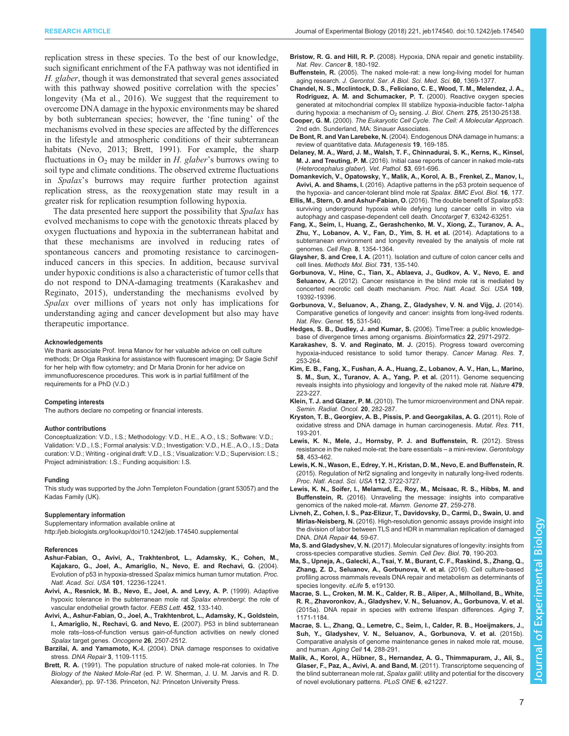replication stress in these species. To the best of our knowledge, such significant enrichment of the FA pathway was not identified in *H. glaber*, though it was demonstrated that several genes associated with this pathway showed positive correlation with the species' longevity (Ma et al., 2016). We suggest that the requirement to overcome DNA damage in the hypoxic environments may be shared by both subterranean species; however, the 'fine tuning' of the mechanisms evolved in these species are affected by the differences in the lifestyle and atmospheric conditions of their subterranean habitats (Nevo, 2013; Brett, 1991). For example, the sharp fluctuations in $O_2$ may be milder in *H. glaber*'s burrows owing to soil type and climate conditions. The observed extreme fluctuations in *Spalax*'s burrows may require further protection against replication stress, as the reoxygenation state may result in a greater risk for replication resumption following hypoxia.

The data presented here support the possibility that *Spalax* has evolved mechanisms to cope with the genotoxic threats placed by oxygen fluctuations and hypoxia in the subterranean habitat and that these mechanisms are involved in reducing rates of spontaneous cancers and promoting resistance to carcinogen-induced cancers in this species. In addition, because survival under hypoxic conditions is also a characteristic of tumor cells that do not respond to DNA-damaging treatments (Karakashev and Reginato, 2015), understanding the mechanisms evolved by *Spalax* over millions of years not only has implications for understanding aging and cancer development but also may have therapeutic importance.

#### Acknowledgements

We thank associate Prof. Irena Manov for her valuable advice on cell culture methods; Dr Olga Raskina for assistance with fluorescent imaging; Dr Sagie Schif for her help with flow cytometry; and Dr Maria Dronin for her advice on immunofluorescence procedures. This work is in partial fulfillment of the requirements for a PhD (V.D.)

#### Competing interests

The authors declare no competing or financial interests.

#### Author contributions

Conceptualization: V.D., I.S.; Methodology: V.D., H.E., A.O., I.S.; Software: V.D.; Validation: V.D., I.S.; Formal analysis: V.D.; Investigation: V.D., H.E., A.O., I.S.; Data curation: V.D.; Writing - original draft: V.D., I.S.; Visualization: V.D.; Supervision: I.S.; Project administration: I.S.; Funding acquisition: I.S.

#### Funding

This study was supported by the John Templeton Foundation (grant 53057) and the Kadas Family (UK).

#### Supplementary information

Supplementary information available online at http://jeb.biologists.org/lookup/doi/10.1242/jeb.174540.supplemental

#### References

**Ashur-Fabian, O., Avivi, A., Trakhtenbrot, L., Adamsky, K., Cohen, M., Kajakaro, G., Joel, A., Amariglio, N., Nevo, E. and Rechavi, G.** (2004). Evolution of p53 in hypoxia-stressed *Spalax* mimics human tumor mutation. *Proc. Natl. Acad. Sci. USA* **101**, 12236-12241.

**Avivi, A., Resnick, M. B., Nevo, E., Joel, A. and Levy, A. P.** (1999). Adaptive hypoxic tolerance in the subterranean mole rat *Spalax ehrenbergi*: the role of vascular endothelial growth factor. *FEBS Lett.* **452**, 133-140.

**Avivi, A., Ashur-Fabian, O., Joel, A., Trakhtenbrot, L., Adamsky, K., Goldstein, I., Amariglio, N., Rechavi, G. and Nevo, E.** (2007). P53 in blind subterranean mole rats–loss-of-function versus gain-of-function activities on newly cloned *Spalax* target genes. *Oncogene* **26**, 2507-2512.

**Barzilai, A. and Yamamoto, K.-I.** (2004). DNA damage responses to oxidative stress. *DNA Repair* **3**, 1109-1115.

**Brett, R. A.** (1991). The population structure of naked mole-rat colonies. In *The Biology of the Naked Mole-Rat* (ed. P. W. Sherman, J. U. M. Jarvis and R. D. Alexander), pp. 97-136. Princeton, NJ: Princeton University Press.

**Bristow, R. G. and Hill, R. P.** (2008). Hypoxia, DNA repair and genetic instability. *Nat. Rev. Cancer* **8**, 180-192.

**Buffenstein, R.** (2005). The naked mole-rat: a new long-living model for human aging research. *J. Gerontol. Ser. A Biol. Sci. Med. Sci.* **60**, 1369-1377.

**Chandel, N. S., Mcclintock, D. S., Feliciano, C. E., Wood, T. M., Melendez, J. A., Rodriguez, A. M. and Schumacker, P. T.** (2000). Reactive oxygen species generated at mitochondrial complex III stabilize hypoxia-inducible factor-1alpha during hypoxia: a mechanism of $O_2$ sensing. *J. Biol. Chem.* **275**, 25130-25138.

**Cooper, G. M.** (2000). *The Eukaryotic Cell Cycle. The Cell: A Molecular Approach*. 2nd edn. Sunderland, MA: Sinauer Associates.

**De Bont, R. and Van Larebeke, N.** (2004). Endogenous DNA damage in humans: a review of quantitative data. *Mutagenesis* **19**, 169-185.

**Delaney, M. A., Ward, J. M., Walsh, T. F., Chinnadurai, S. K., Kerns, K., Kinsel, M. J. and Treuting, P. M.** (2016). Initial case reports of cancer in naked mole-rats (*Heterocephalus glaber*). *Vet. Pathol.* **53**, 691-696.

**Domankevich, V., Opatowsky, Y., Malik, A., Korol, A. B., Frenkel, Z., Manov, I., Avivi, A. and Shams, I.** (2016). Adaptive patterns in the p53 protein sequence of the hypoxia- and cancer-tolerant blind mole rat *Spalax*. *BMC Evol. Biol.* **16**, 177.

**Ellis, M., Stern, O. and Ashur-Fabian, O.** (2016). The double benefit of *Spalax* p53: surviving underground hypoxia while defying lung cancer cells in vitro via autophagy and caspase-dependent cell death. *Oncotarget* **7**, 63242-63251.

**Fang, X., Seim, I., Huang, Z., Gerashchenko, M. V., Xiong, Z., Turanov, A. A., Zhu, Y., Lobanov, A. V., Fan, D., Yim, S. H. et al.** (2014). Adaptations to a subterranean environment and longevity revealed by the analysis of mole rat genomes. *Cell Rep.* **8**, 1354-1364.

**Glaysher, S. and Cree, I. A.** (2011). Isolation and culture of colon cancer cells and cell lines. *Methods Mol. Biol.* **731**, 135-140.

**Gorbunova, V., Hine, C., Tian, X., Ablaeva, J., Gudkov, A. V., Nevo, E. and Seluanov, A.** (2012). Cancer resistance in the blind mole rat is mediated by concerted necrotic cell death mechanism. *Proc. Natl. Acad. Sci. USA* **109**, 19392-19396.

**Gorbunova, V., Seluanov, A., Zhang, Z., Gladyshev, V. N. and Vijg, J.** (2014). Comparative genetics of longevity and cancer: insights from long-lived rodents. *Nat. Rev. Genet.* **15**, 531-540.

**Hedges, S. B., Dudley, J. and Kumar, S.** (2006). TimeTree: a public knowledge-base of divergence times among organisms. *Bioinformatics* **22**, 2971-2972.

**Karakashev, S. V. and Reginato, M. J.** (2015). Progress toward overcoming hypoxia-induced resistance to solid tumor therapy. *Cancer Manag. Res.* **7**, 253-264.

**Kim, E. B., Fang, X., Fushan, A. A., Huang, Z., Lobanov, A. V., Han, L., Marino, S. M., Sun, X., Turanov, A. A., Yang, P. et al.** (2011). Genome sequencing reveals insights into physiology and longevity of the naked mole rat. *Nature* **479**, 223-227.

**Klein, T. J. and Glazer, P. M.** (2010). The tumor microenvironment and DNA repair. *Semin. Radiat. Oncol.* **20**, 282-287.

**Kryston, T. B., Georgiev, A. B., Pissis, P. and Georgakilas, A. G.** (2011). Role of oxidative stress and DNA damage in human carcinogenesis. *Mutat. Res.* **711**, 193-201.

**Lewis, K. N., Mele, J., Hornsby, P. J. and Buffenstein, R.** (2012). Stress resistance in the naked mole-rat: the bare essentials – a mini-review. *Gerontology* **58**, 453-462.

**Lewis, K. N., Wason, E., Edrey, Y. H., Kristan, D. M., Nevo, E. and Buffenstein, R.** (2015). Regulation of Nrf2 signaling and longevity in naturally long-lived rodents. *Proc. Natl. Acad. Sci. USA* **112**, 3722-3727.

**Lewis, K. N., Soifer, I., Melamud, E., Roy, M., Mcisaac, R. S., Hibbs, M. and Buffenstein, R.** (2016). Unraveling the message: insights into comparative genomics of the naked mole-rat. *Mamm. Genome* **27**, 259-278.

**Livneh, Z., Cohen, I. S., Paz-Elizur, T., Davidovsky, D., Carmi, D., Swain, U. and Mirlas-Neisberg, N.** (2016). High-resolution genomic assays provide insight into the division of labor between TLS and HDR in mammalian replication of damaged DNA. *DNA Repair* **44**, 59-67.

**Ma, S. and Gladyshev, V. N.** (2017). Molecular signatures of longevity: insights from cross-species comparative studies. *Semin. Cell Dev. Biol.* **70**, 190-203.

**Ma, S., Upneja, A., Galecki, A., Tsai, Y. M., Burant, C. F., Raskind, S., Zhang, Q., Zhang, Z. D., Seluanov, A., Gorbunova, V. et al.** (2016). Cell culture-based profiling across mammals reveals DNA repair and metabolism as determinants of species longevity. *eLife* **5**, e19130.

**Macrae, S. L., Croken, M. M. K., Calder, R. B., Aliper, A., Milholland, B., White, R. R., Zhavoronkov, A., Gladyshev, V. N., Seluanov, A., Gorbunova, V. et al.** (2015a). DNA repair in species with extreme lifespan differences. *Aging* **7**, 1171-1184.

**Macrae, S. L., Zhang, Q., Lemetre, C., Seim, I., Calder, R. B., Hoeijmakers, J., Suh, Y., Gladyshev, V. N., Seluanov, A., Gorbunova, V. et al.** (2015b). Comparative analysis of genome maintenance genes in naked mole rat, mouse, and human. *Aging Cell* **14**, 288-291.

**Malik, A., Korol, A., Hübner, S., Hernandez, A. G., Thimmapuram, J., Ali, S., Glaser, F., Paz, A., Avivi, A. and Band, M.** (2011). Transcriptome sequencing of the blind subterranean mole rat, *Spalax galili*: utility and potential for the discovery of novel evolutionary patterns. *PLoS ONE* **6**, e21227.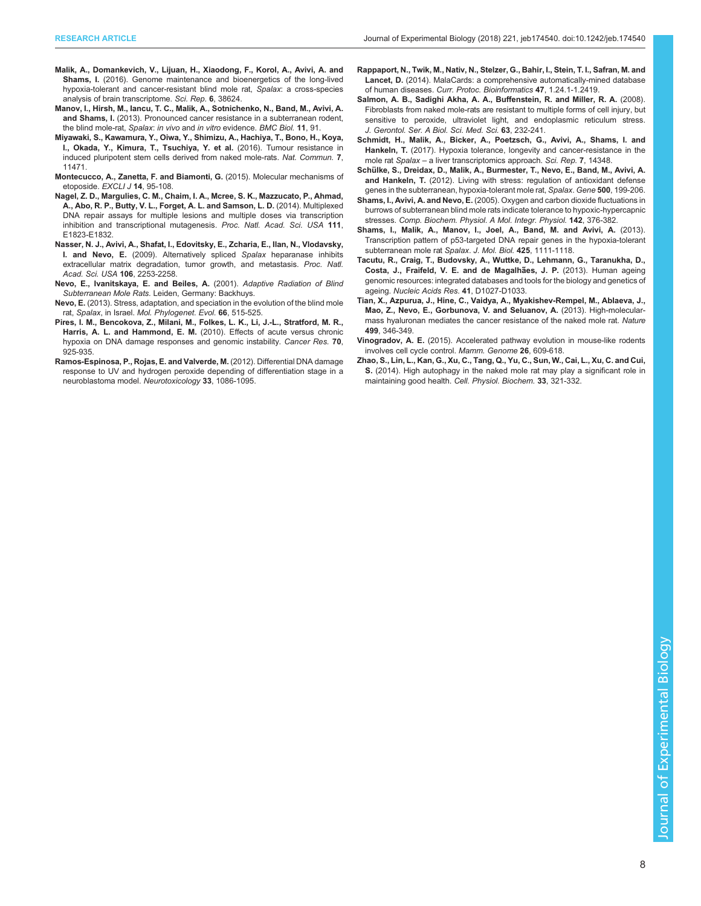**Malik, A., Domankevich, V., Lijuan, H., Xiaodong, F., Korol, A., Avivi, A. and Shams, I.** (2016). Genome maintenance and bioenergetics of the long-lived hypoxia-tolerant and cancer-resistant blind mole rat, *Spalax*: a cross-species analysis of brain transcriptome. *Sci. Rep.* **6**, 38624.

**Manov, I., Hirsh, M., Iancu, T. C., Malik, A., Sotnichenko, N., Band, M., Avivi, A. and Shams, I.** (2013). Pronounced cancer resistance in a subterranean rodent, the blind mole-rat, *Spalax*: *in vivo* and *in vitro* evidence. *BMC Biol.* **11**, 91.

**Miyawaki, S., Kawamura, Y., Oiwa, Y., Shimizu, A., Hachiya, T., Bono, H., Koya, I., Okada, Y., Kimura, T., Tsuchiya, Y. et al.** (2016). Tumour resistance in induced pluripotent stem cells derived from naked mole-rats. *Nat. Commun.* **7**, 11471.

**Montecucco, A., Zanetta, F. and Biamonti, G.** (2015). Molecular mechanisms of etoposide. *EXCLI J* **14**, 95-108.

**Nagel, Z. D., Margulies, C. M., Chaim, I. A., Mcree, S. K., Mazzucato, P., Ahmad, A., Abo, R. P., Butty, V. L., Forget, A. L. and Samson, L. D.** (2014). Multiplexed DNA repair assays for multiple lesions and multiple doses via transcription inhibition and transcriptional mutagenesis. *Proc. Natl. Acad. Sci. USA* **111**, E1823-E1832.

**Nasser, N. J., Avivi, A., Shafat, I., Edovitsky, E., Zcharia, E., Ilan, N., Vlodavsky, I. and Nevo, E.** (2009). Alternatively spliced *Spalax* heparanase inhibits extracellular matrix degradation, tumor growth, and metastasis. *Proc. Natl. Acad. Sci. USA* **106**, 2253-2258.

**Nevo, E., Ivanitskaya, E. and Beiles, A.** (2001). *Adaptive Radiation of Blind Subterranean Mole Rats*. Leiden, Germany: Backhuys.

**Nevo, E.** (2013). Stress, adaptation, and speciation in the evolution of the blind mole rat, *Spalax*, in Israel. *Mol. Phylogenet. Evol.* **66**, 515-525.

**Pires, I. M., Bencokova, Z., Milani, M., Folkes, L. K., Li, J.-L., Stratford, M. R., Harris, A. L. and Hammond, E. M.** (2010). Effects of acute versus chronic hypoxia on DNA damage responses and genomic instability. *Cancer Res.* **70**, 925-935.

**Ramos-Espinosa, P., Rojas, E. and Valverde, M.** (2012). Differential DNA damage response to UV and hydrogen peroxide depending of differentiation stage in a neuroblastoma model. *Neurotoxicology* **33**, 1086-1095.

**Rappaport, N., Twik, M., Nativ, N., Stelzer, G., Bahir, I., Stein, T. I., Safran, M. and Lancet, D.** (2014). MalaCards: a comprehensive automatically-mined database of human diseases. *Curr. Protoc. Bioinformatics* **47**, 1.24.1-1.2419.

**Salmon, A. B., Sadighi Akha, A. A., Buffenstein, R. and Miller, R. A.** (2008). Fibroblasts from naked mole-rats are resistant to multiple forms of cell injury, but sensitive to peroxide, ultraviolet light, and endoplasmic reticulum stress. *J. Gerontol. Ser. A Biol. Sci. Med. Sci.* **63**, 232-241.

**Schmidt, H., Malik, A., Bicker, A., Poetzsch, G., Avivi, A., Shams, I. and Hankeln, T.** (2017). Hypoxia tolerance, longevity and cancer-resistance in the mole rat *Spalax* – a liver transcriptomics approach. *Sci. Rep.* **7**, 14348.

**Schülke, S., Dreidax, D., Malik, A., Burmester, T., Nevo, E., Band, M., Avivi, A. and Hankeln, T.** (2012). Living with stress: regulation of antioxidant defense genes in the subterranean, hypoxia-tolerant mole rat, *Spalax*. *Gene* **500**, 199-206.

**Shams, I., Avivi, A. and Nevo, E.** (2005). Oxygen and carbon dioxide fluctuations in burrows of subterranean blind mole rats indicate tolerance to hypoxic-hypercapnic stresses. *Comp. Biochem. Physiol. A Mol. Integr. Physiol.* **142**, 376-382.

**Shams, I., Malik, A., Manov, I., Joel, A., Band, M. and Avivi, A.** (2013). Transcription pattern of p53-targeted DNA repair genes in the hypoxia-tolerant subterranean mole rat *Spalax*. *J. Mol. Biol.* **425**, 1111-1118.

**Tacutu, R., Craig, T., Budovsky, A., Wuttke, D., Lehmann, G., Taranukha, D., Costa, J., Fraifeld, V. E. and de Magalhães, J. P.** (2013). Human ageing genomic resources: integrated databases and tools for the biology and genetics of ageing. *Nucleic Acids Res.* **41**, D1027-D1033.

**Tian, X., Azpurua, J., Hine, C., Vaidya, A., Myakishev-Rempel, M., Ablaeva, J., Mao, Z., Nevo, E., Gorbunova, V. and Seluanov, A.** (2013). High-molecular-mass hyaluronan mediates the cancer resistance of the naked mole rat. *Nature* **499**, 346-349.

**Vinogradov, A. E.** (2015). Accelerated pathway evolution in mouse-like rodents involves cell cycle control. *Mamm. Genome* **26**, 609-618.

**Zhao, S., Lin, L., Kan, G., Xu, C., Tang, Q., Yu, C., Sun, W., Cai, L., Xu, C. and Cui, S.** (2014). High autophagy in the naked mole rat may play a significant role in maintaining good health. *Cell. Physiol. Biochem.* **33**, 321-332.